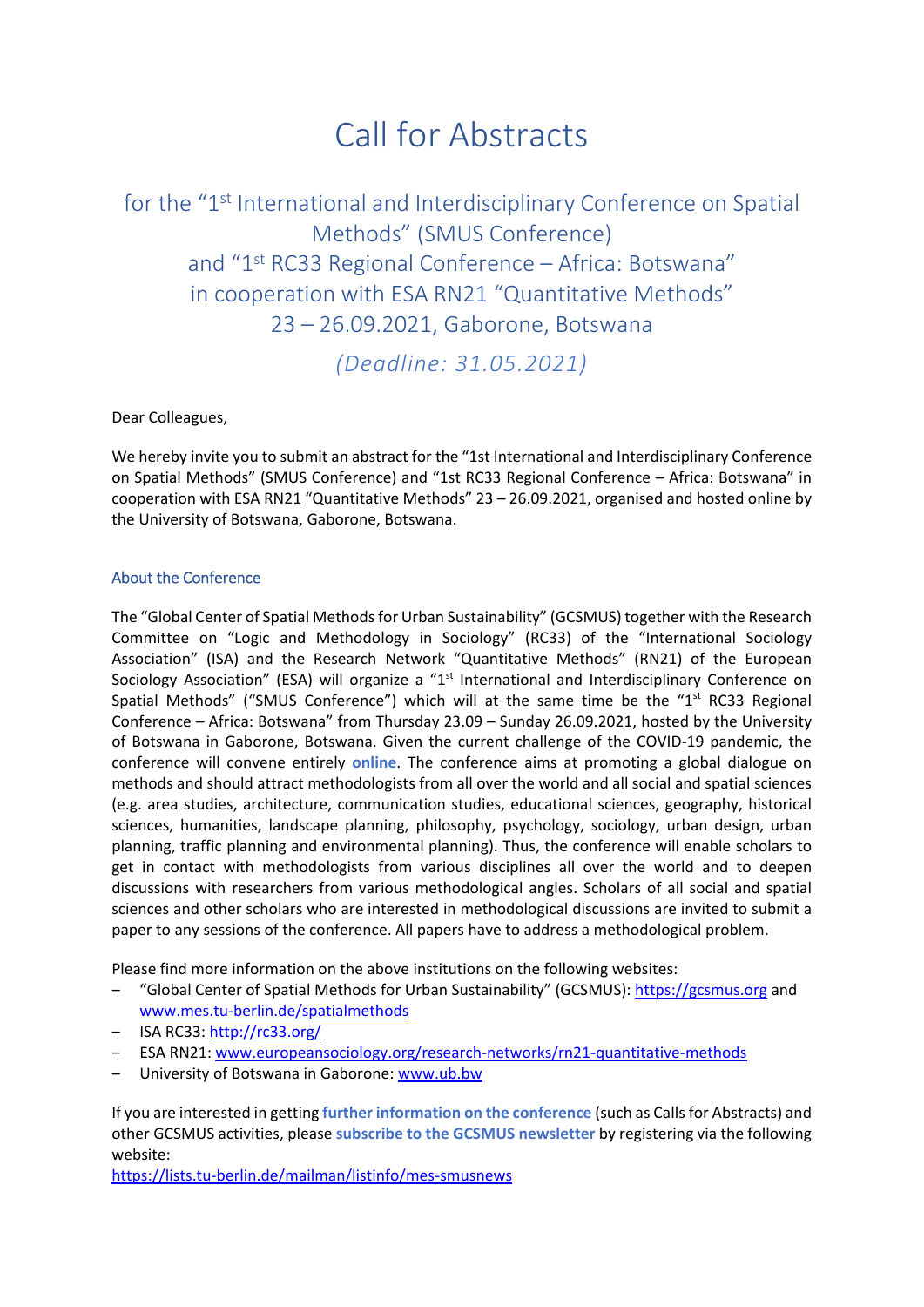# Call for Abstracts

## for the "1st International and Interdisciplinary Conference on Spatial Methods" (SMUS Conference) and "1st RC33 Regional Conference – Africa: Botswana" in cooperation with ESA RN21 "Quantitative Methods" 23 – 26.09.2021, Gaborone, Botswana

*(Deadline: 31.05.2021)*

Dear Colleagues,

We hereby invite you to submit an abstract for the "1st International and Interdisciplinary Conference on Spatial Methods" (SMUS Conference) and "1st RC33 Regional Conference – Africa: Botswana" in cooperation with ESA RN21 "Quantitative Methods" 23 – 26.09.2021, organised and hosted online by the University of Botswana, Gaborone, Botswana.

### About the Conference

The "Global Center of Spatial Methods for Urban Sustainability" (GCSMUS) together with the Research Committee on "Logic and Methodology in Sociology" (RC33) of the "International Sociology Association" (ISA) and the Research Network "Quantitative Methods" (RN21) of the European Sociology Association" (ESA) will organize a "1st International and Interdisciplinary Conference on Spatial Methods" ("SMUS Conference") which will at the same time be the "1st RC33 Regional Conference – Africa: Botswana" from Thursday 23.09 – Sunday 26.09.2021, hosted by the University of Botswana in Gaborone, Botswana. Given the current challenge of the COVID-19 pandemic, the conference will convene entirely **online**. The conference aims at promoting a global dialogue on methods and should attract methodologists from all over the world and all social and spatial sciences (e.g. area studies, architecture, communication studies, educational sciences, geography, historical sciences, humanities, landscape planning, philosophy, psychology, sociology, urban design, urban planning, traffic planning and environmental planning). Thus, the conference will enable scholars to get in contact with methodologists from various disciplines all over the world and to deepen discussions with researchers from various methodological angles. Scholars of all social and spatial sciences and other scholars who are interested in methodological discussions are invited to submit a paper to any sessions of the conference. All papers have to address a methodological problem.

Please find more information on the above institutions on the following websites:

- "Global Center of Spatial Methods for Urban Sustainability" (GCSMUS): https://gcsmus.org and www.mes.tu-berlin.de/spatialmethods
- ISA RC33: http://rc33.org/
- ESA RN21: www.europeansociology.org/research-networks/rn21-quantitative-methods
- University of Botswana in Gaborone: www.ub.bw

If you are interested in getting **further information on the conference** (such as Calls for Abstracts) and other GCSMUS activities, please **subscribe to the GCSMUS newsletter** by registering via the following website:
https://lists.tu-berlin.de/mailman/listinfo/mes-smusnews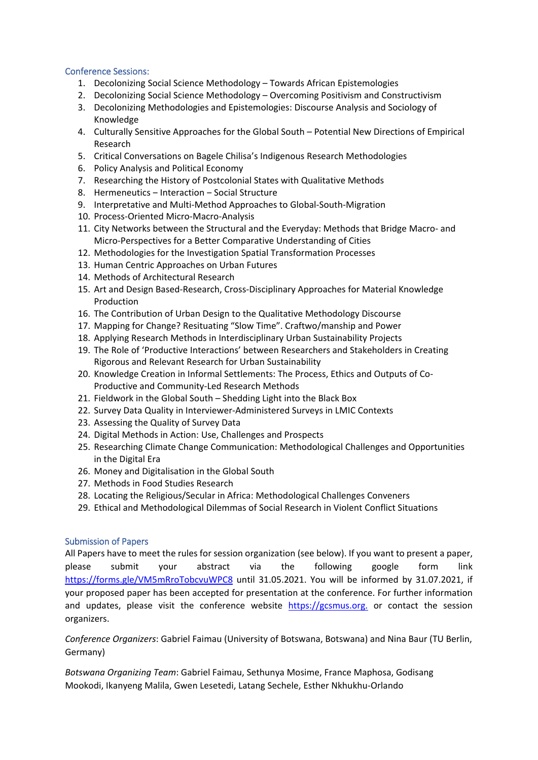## Conference Sessions:

1. Decolonizing Social Science Methodology – Towards African Epistemologies
2. Decolonizing Social Science Methodology – Overcoming Positivism and Constructivism
3. Decolonizing Methodologies and Epistemologies: Discourse Analysis and Sociology of Knowledge
4. Culturally Sensitive Approaches for the Global South – Potential New Directions of Empirical Research
5. Critical Conversations on Bagele Chilisa's Indigenous Research Methodologies
6. Policy Analysis and Political Economy
7. Researching the History of Postcolonial States with Qualitative Methods
8. Hermeneutics – Interaction – Social Structure
9. Interpretative and Multi-Method Approaches to Global-South-Migration
10. Process-Oriented Micro-Macro-Analysis
11. City Networks between the Structural and the Everyday: Methods that Bridge Macro- and Micro-Perspectives for a Better Comparative Understanding of Cities
12. Methodologies for the Investigation Spatial Transformation Processes
13. Human Centric Approaches on Urban Futures
14. Methods of Architectural Research
15. Art and Design Based-Research, Cross-Disciplinary Approaches for Material Knowledge Production
16. The Contribution of Urban Design to the Qualitative Methodology Discourse
17. Mapping for Change? Resituating "Slow Time". Craftwo/manship and Power
18. Applying Research Methods in Interdisciplinary Urban Sustainability Projects
19. The Role of 'Productive Interactions' between Researchers and Stakeholders in Creating Rigorous and Relevant Research for Urban Sustainability
20. Knowledge Creation in Informal Settlements: The Process, Ethics and Outputs of Co-Productive and Community-Led Research Methods
21. Fieldwork in the Global South – Shedding Light into the Black Box
22. Survey Data Quality in Interviewer-Administered Surveys in LMIC Contexts
23. Assessing the Quality of Survey Data
24. Digital Methods in Action: Use, Challenges and Prospects
25. Researching Climate Change Communication: Methodological Challenges and Opportunities in the Digital Era
26. Money and Digitalisation in the Global South
27. Methods in Food Studies Research
28. Locating the Religious/Secular in Africa: Methodological Challenges Conveners
29. Ethical and Methodological Dilemmas of Social Research in Violent Conflict Situations

## Submission of Papers

All Papers have to meet the rules for session organization (see below). If you want to present a paper, please submit your abstract via the following google form link https://forms.gle/VM5mRroTobcvuWPC8 until 31.05.2021. You will be informed by 31.07.2021, if your proposed paper has been accepted for presentation at the conference. For further information and updates, please visit the conference website https://gcsmus.org. or contact the session organizers.

*Conference Organizers*: Gabriel Faimau (University of Botswana, Botswana) and Nina Baur (TU Berlin, Germany)

*Botswana Organizing Team*: Gabriel Faimau, Sethunya Mosime, France Maphosa, Godisang Mookodi, Ikanyeng Malila, Gwen Lesetedi, Latang Sechele, Esther Nkhukhu-Orlando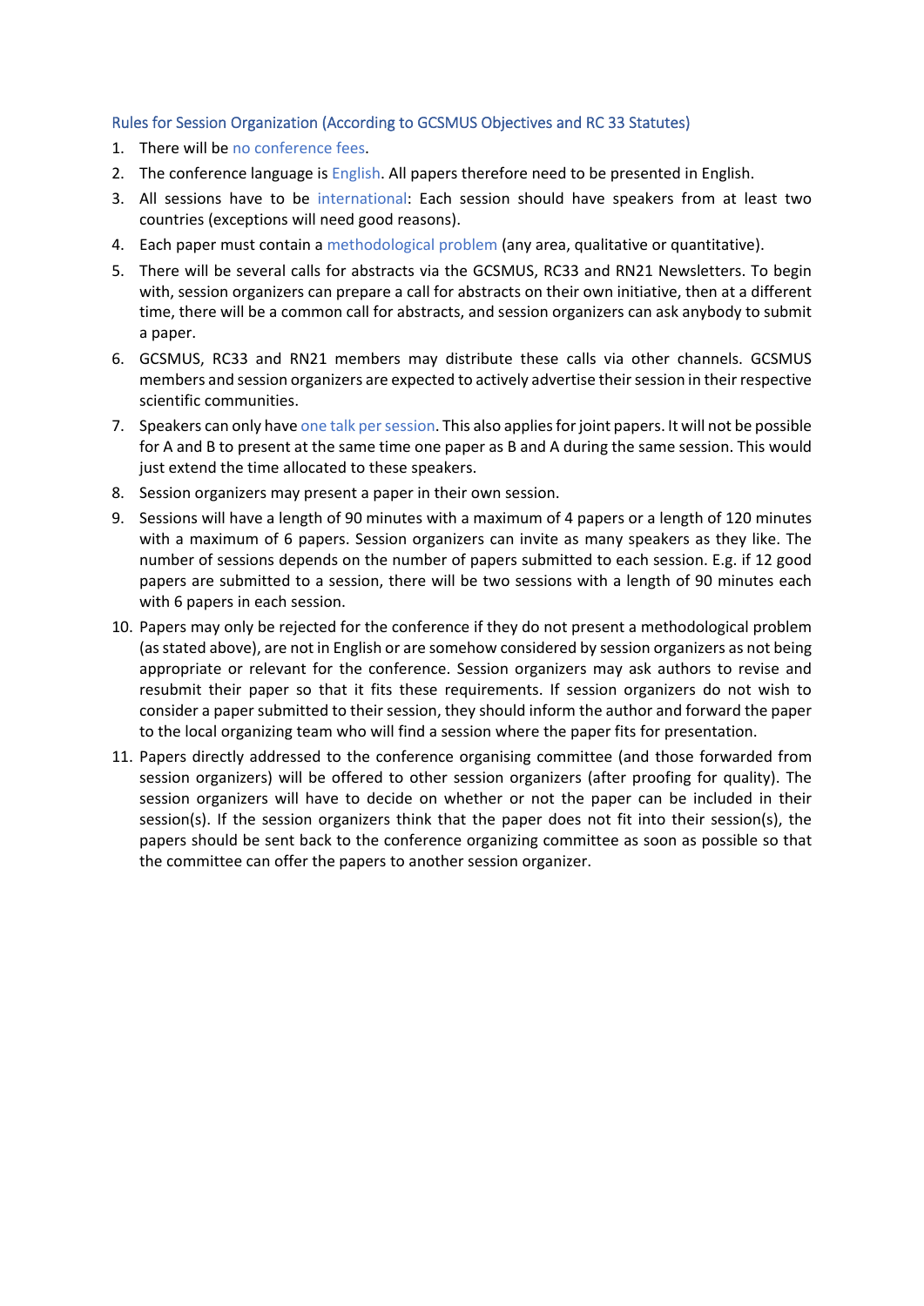## Rules for Session Organization (According to GCSMUS Objectives and RC 33 Statutes)

1. There will be no conference fees.
2. The conference language is English. All papers therefore need to be presented in English.
3. All sessions have to be international: Each session should have speakers from at least two countries (exceptions will need good reasons).
4. Each paper must contain a methodological problem (any area, qualitative or quantitative).
5. There will be several calls for abstracts via the GCSMUS, RC33 and RN21 Newsletters. To begin with, session organizers can prepare a call for abstracts on their own initiative, then at a different time, there will be a common call for abstracts, and session organizers can ask anybody to submit a paper.
6. GCSMUS, RC33 and RN21 members may distribute these calls via other channels. GCSMUS members and session organizers are expected to actively advertise their session in their respective scientific communities.
7. Speakers can only have one talk per session. This also applies for joint papers. It will not be possible for A and B to present at the same time one paper as B and A during the same session. This would just extend the time allocated to these speakers.
8. Session organizers may present a paper in their own session.
9. Sessions will have a length of 90 minutes with a maximum of 4 papers or a length of 120 minutes with a maximum of 6 papers. Session organizers can invite as many speakers as they like. The number of sessions depends on the number of papers submitted to each session. E.g. if 12 good papers are submitted to a session, there will be two sessions with a length of 90 minutes each with 6 papers in each session.
10. Papers may only be rejected for the conference if they do not present a methodological problem (as stated above), are not in English or are somehow considered by session organizers as not being appropriate or relevant for the conference. Session organizers may ask authors to revise and resubmit their paper so that it fits these requirements. If session organizers do not wish to consider a paper submitted to their session, they should inform the author and forward the paper to the local organizing team who will find a session where the paper fits for presentation.
11. Papers directly addressed to the conference organising committee (and those forwarded from session organizers) will be offered to other session organizers (after proofing for quality). The session organizers will have to decide on whether or not the paper can be included in their session(s). If the session organizers think that the paper does not fit into their session(s), the papers should be sent back to the conference organizing committee as soon as possible so that the committee can offer the papers to another session organizer.